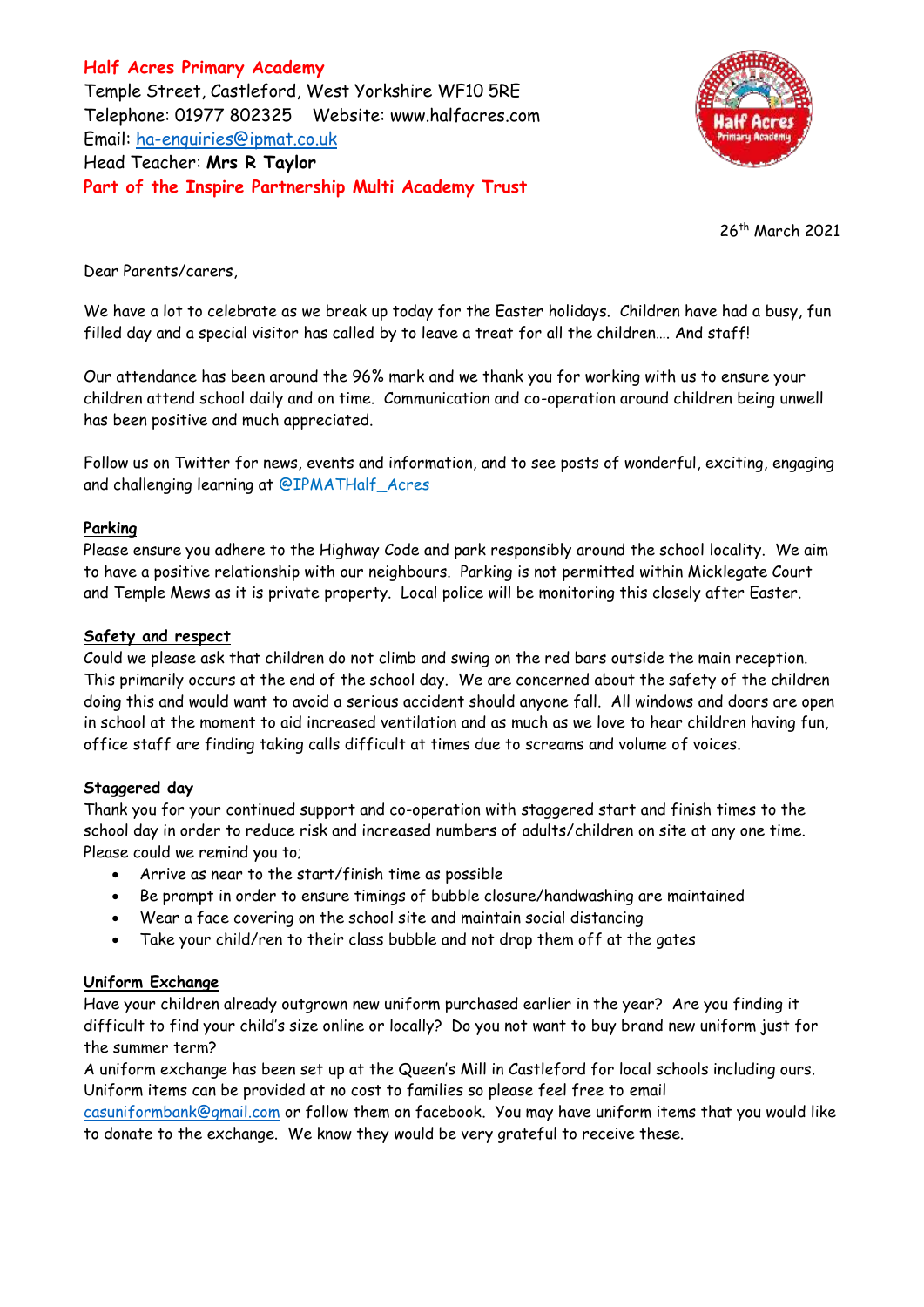**Half Acres Primary Academy**
Temple Street, Castleford, West Yorkshire WF10 5RE
Telephone: 01977 802325 Website: www.halfacres.com
Email: ha-enquiries@ipmat.co.uk
Head Teacher: **Mrs R Taylor**
**Part of the Inspire Partnership Multi Academy Trust**

26th March 2021

Dear Parents/carers,

We have a lot to celebrate as we break up today for the Easter holidays. Children have had a busy, fun filled day and a special visitor has called by to leave a treat for all the children…. And staff!

Our attendance has been around the 96% mark and we thank you for working with us to ensure your children attend school daily and on time. Communication and co-operation around children being unwell has been positive and much appreciated.

Follow us on Twitter for news, events and information, and to see posts of wonderful, exciting, engaging and challenging learning at @IPMATHalf_Acres

**Parking**

Please ensure you adhere to the Highway Code and park responsibly around the school locality. We aim to have a positive relationship with our neighbours. Parking is not permitted within Micklegate Court and Temple Mews as it is private property. Local police will be monitoring this closely after Easter.

**Safety and respect**

Could we please ask that children do not climb and swing on the red bars outside the main reception. This primarily occurs at the end of the school day. We are concerned about the safety of the children doing this and would want to avoid a serious accident should anyone fall. All windows and doors are open in school at the moment to aid increased ventilation and as much as we love to hear children having fun, office staff are finding taking calls difficult at times due to screams and volume of voices.

**Staggered day**

Thank you for your continued support and co-operation with staggered start and finish times to the school day in order to reduce risk and increased numbers of adults/children on site at any one time. Please could we remind you to;

- Arrive as near to the start/finish time as possible
- Be prompt in order to ensure timings of bubble closure/handwashing are maintained
- Wear a face covering on the school site and maintain social distancing
- Take your child/ren to their class bubble and not drop them off at the gates

**Uniform Exchange**

Have your children already outgrown new uniform purchased earlier in the year? Are you finding it difficult to find your child's size online or locally? Do you not want to buy brand new uniform just for the summer term?

A uniform exchange has been set up at the Queen's Mill in Castleford for local schools including ours. Uniform items can be provided at no cost to families so please feel free to email casuniformbank@gmail.com or follow them on facebook. You may have uniform items that you would like to donate to the exchange. We know they would be very grateful to receive these.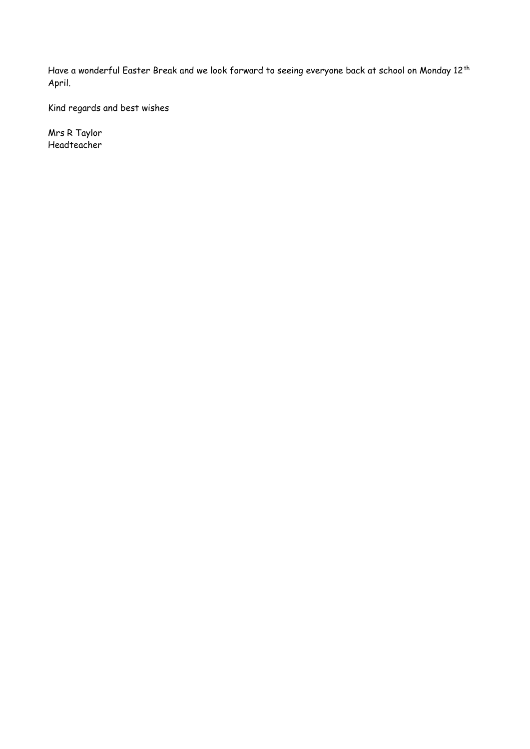Have a wonderful Easter Break and we look forward to seeing everyone back at school on Monday 12th April.

Kind regards and best wishes

Mrs R Taylor
Headteacher